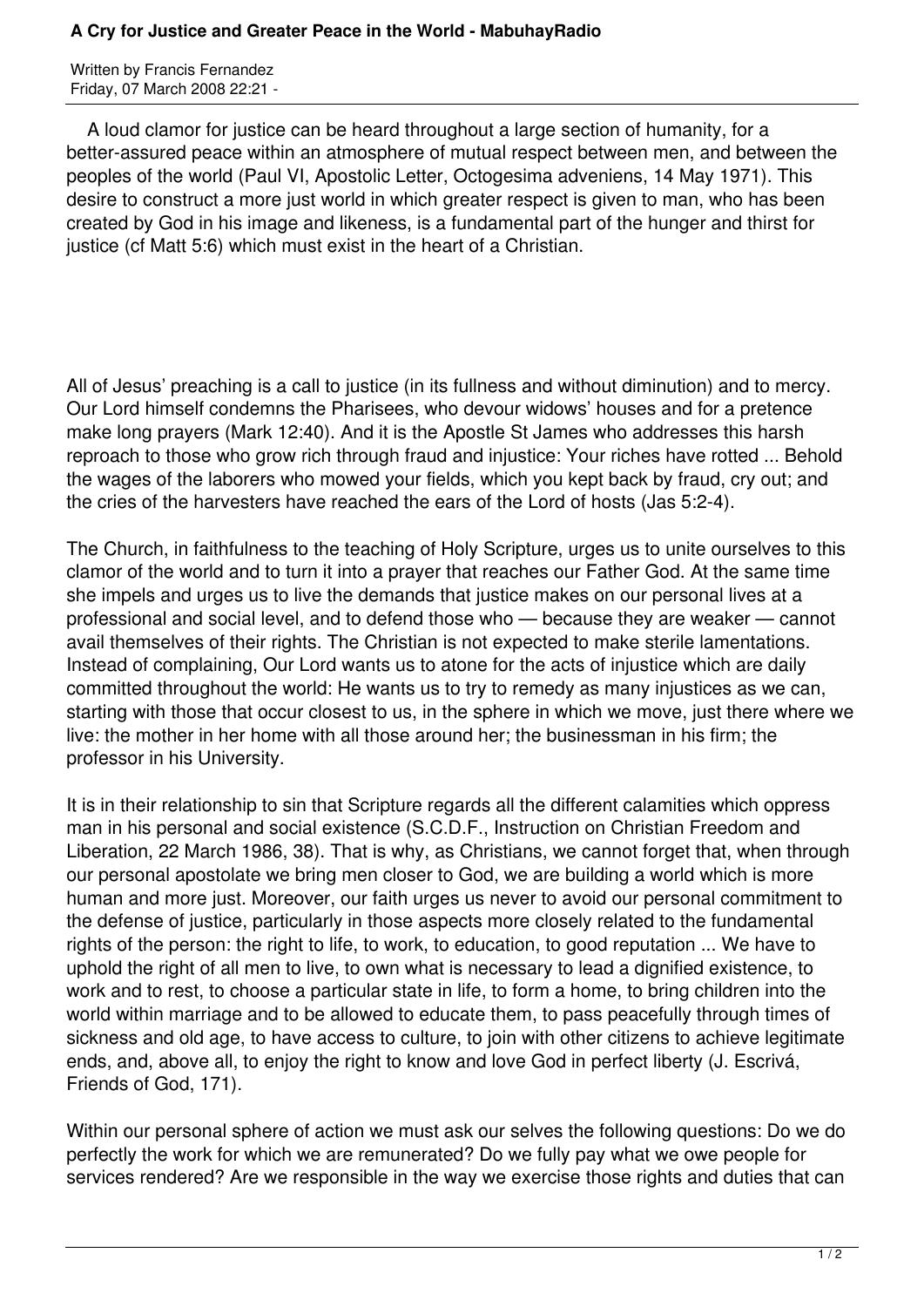# A Cry for Justice and Greater Peace in the World - MabuhayRadio

Written by Francis Fernandez
Friday, 07 March 2008 22:21 -

A loud clamor for justice can be heard throughout a large section of humanity, for a better-assured peace within an atmosphere of mutual respect between men, and between the peoples of the world (Paul VI, Apostolic Letter, Octogesima adveniens, 14 May 1971). This desire to construct a more just world in which greater respect is given to man, who has been created by God in his image and likeness, is a fundamental part of the hunger and thirst for justice (cf Matt 5:6) which must exist in the heart of a Christian.

All of Jesus' preaching is a call to justice (in its fullness and without diminution) and to mercy. Our Lord himself condemns the Pharisees, who devour widows' houses and for a pretence make long prayers (Mark 12:40). And it is the Apostle St James who addresses this harsh reproach to those who grow rich through fraud and injustice: Your riches have rotted ... Behold the wages of the laborers who mowed your fields, which you kept back by fraud, cry out; and the cries of the harvesters have reached the ears of the Lord of hosts (Jas 5:2-4).

The Church, in faithfulness to the teaching of Holy Scripture, urges us to unite ourselves to this clamor of the world and to turn it into a prayer that reaches our Father God. At the same time she impels and urges us to live the demands that justice makes on our personal lives at a professional and social level, and to defend those who — because they are weaker — cannot avail themselves of their rights. The Christian is not expected to make sterile lamentations. Instead of complaining, Our Lord wants us to atone for the acts of injustice which are daily committed throughout the world: He wants us to try to remedy as many injustices as we can, starting with those that occur closest to us, in the sphere in which we move, just there where we live: the mother in her home with all those around her; the businessman in his firm; the professor in his University.

It is in their relationship to sin that Scripture regards all the different calamities which oppress man in his personal and social existence (S.C.D.F., Instruction on Christian Freedom and Liberation, 22 March 1986, 38). That is why, as Christians, we cannot forget that, when through our personal apostolate we bring men closer to God, we are building a world which is more human and more just. Moreover, our faith urges us never to avoid our personal commitment to the defense of justice, particularly in those aspects more closely related to the fundamental rights of the person: the right to life, to work, to education, to good reputation ... We have to uphold the right of all men to live, to own what is necessary to lead a dignified existence, to work and to rest, to choose a particular state in life, to form a home, to bring children into the world within marriage and to be allowed to educate them, to pass peacefully through times of sickness and old age, to have access to culture, to join with other citizens to achieve legitimate ends, and, above all, to enjoy the right to know and love God in perfect liberty (J. Escrivá, Friends of God, 171).

Within our personal sphere of action we must ask our selves the following questions: Do we do perfectly the work for which we are remunerated? Do we fully pay what we owe people for services rendered? Are we responsible in the way we exercise those rights and duties that can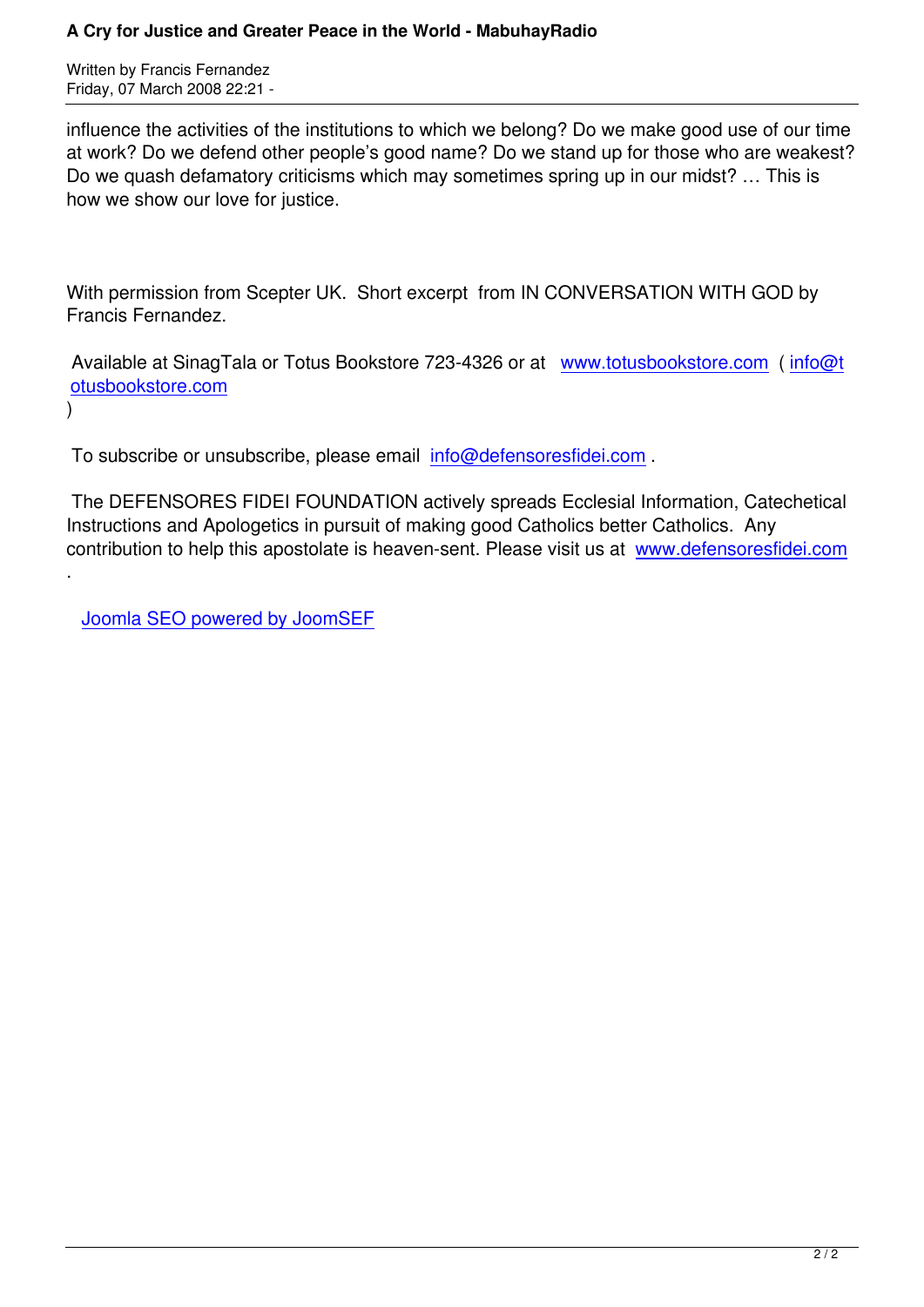influence the activities of the institutions to which we belong? Do we make good use of our time at work? Do we defend other people's good name? Do we stand up for those who are weakest? Do we quash defamatory criticisms which may sometimes spring up in our midst? … This is how we show our love for justice.

With permission from Scepter UK. Short excerpt from IN CONVERSATION WITH GOD by Francis Fernandez.

Available at SinagTala or Totus Bookstore 723-4326 or at www.totusbookstore.com ( info@totusbookstore.com )

To subscribe or unsubscribe, please email info@defensoresfidei.com .

The DEFENSORES FIDEI FOUNDATION actively spreads Ecclesial Information, Catechetical Instructions and Apologetics in pursuit of making good Catholics better Catholics. Any contribution to help this apostolate is heaven-sent. Please visit us at www.defensoresfidei.com .

Joomla SEO powered by JoomSEF